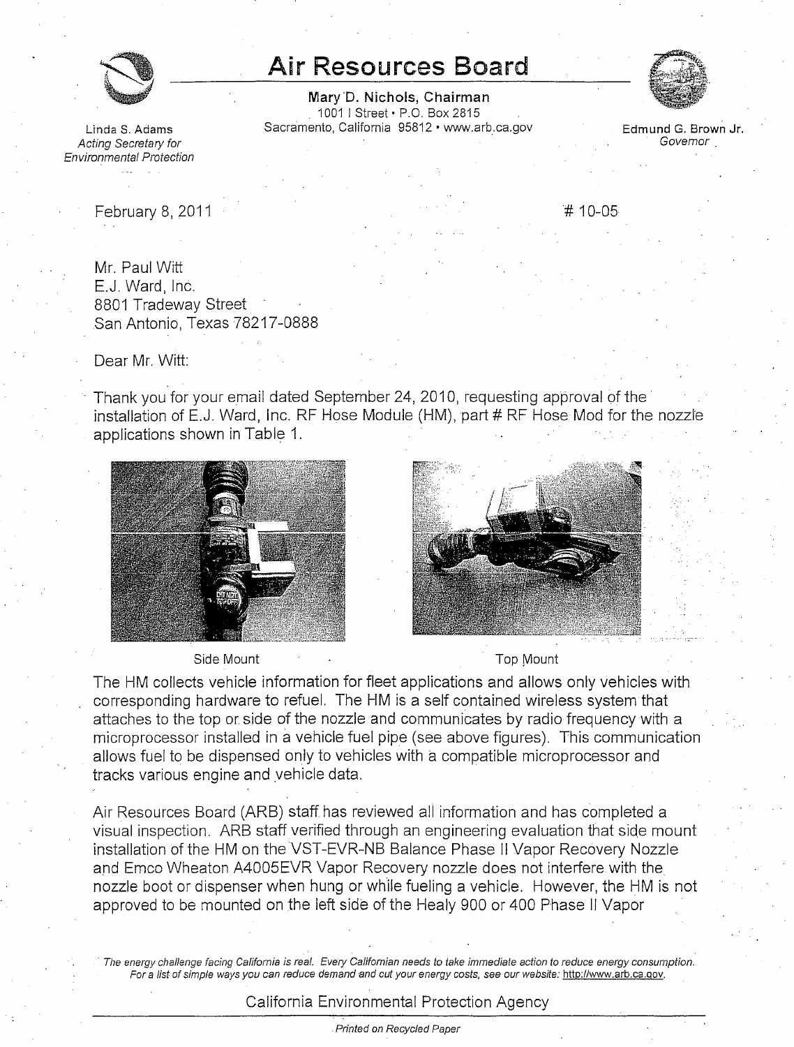# Air Resources Board

**Mary D. Nichols, Chairman**
1001 I Street • P.O. Box 2815
Sacramento, California 95812 • www.arb.ca.gov

Linda S. Adams
*Acting Secretary for Environmental Protection*

Edmund G. Brown Jr.
*Governor*

February 8, 2011

# 10-05

Mr. Paul Witt
E.J. Ward, Inc.
8801 Tradeway Street
San Antonio, Texas 78217-0888

Dear Mr. Witt:

Thank you for your email dated September 24, 2010, requesting approval of the installation of E.J. Ward, Inc. RF Hose Module (HM), part # RF Hose Mod for the nozzle applications shown in Table 1.

Side Mount

Top Mount

The HM collects vehicle information for fleet applications and allows only vehicles with corresponding hardware to refuel. The HM is a self contained wireless system that attaches to the top or side of the nozzle and communicates by radio frequency with a microprocessor installed in a vehicle fuel pipe (see above figures). This communication allows fuel to be dispensed only to vehicles with a compatible microprocessor and tracks various engine and vehicle data.

Air Resources Board (ARB) staff has reviewed all information and has completed a visual inspection. ARB staff verified through an engineering evaluation that side mount installation of the HM on the VST-EVR-NB Balance Phase II Vapor Recovery Nozzle and Emco Wheaton A4005EVR Vapor Recovery nozzle does not interfere with the nozzle boot or dispenser when hung or while fueling a vehicle. However, the HM is not approved to be mounted on the left side of the Healy 900 or 400 Phase II Vapor

*The energy challenge facing California is real. Every Californian needs to take immediate action to reduce energy consumption. For a list of simple ways you can reduce demand and cut your energy costs, see our website: http://www.arb.ca.gov.*

California Environmental Protection Agency

*Printed on Recycled Paper*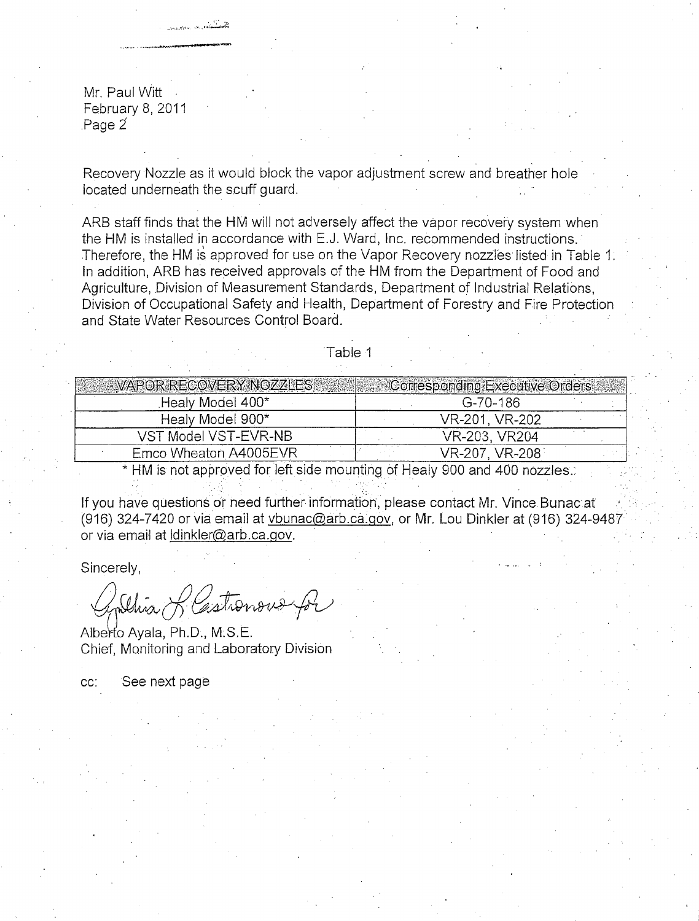Mr. Paul Witt
February 8, 2011
Page 2

Recovery Nozzle as it would block the vapor adjustment screw and breather hole located underneath the scuff guard.

ARB staff finds that the HM will not adversely affect the vapor recovery system when the HM is installed in accordance with E.J. Ward, Inc. recommended instructions. Therefore, the HM is approved for use on the Vapor Recovery nozzles listed in Table 1. In addition, ARB has received approvals of the HM from the Department of Food and Agriculture, Division of Measurement Standards, Department of Industrial Relations, Division of Occupational Safety and Health, Department of Forestry and Fire Protection and State Water Resources Control Board.

Table 1

| VAPOR RECOVERY NOZZLES | Corresponding Executive Orders |
|---|---|
| Healy Model 400* | G-70-186 |
| Healy Model 900* | VR-201, VR-202 |
| VST Model VST-EVR-NB | VR-203, VR204 |
| Emco Wheaton A4005EVR | VR-207, VR-208 |

* HM is not approved for left side mounting of Healy 900 and 400 nozzles.

If you have questions or need further information, please contact Mr. Vince Bunac at (916) 324-7420 or via email at vbunac@arb.ca.gov, or Mr. Lou Dinkler at (916) 324-9487 or via email at ldinkler@arb.ca.gov.

Sincerely,

Cynthia L. Castronovo for

Alberto Ayala, Ph.D., M.S.E.
Chief, Monitoring and Laboratory Division

cc: See next page